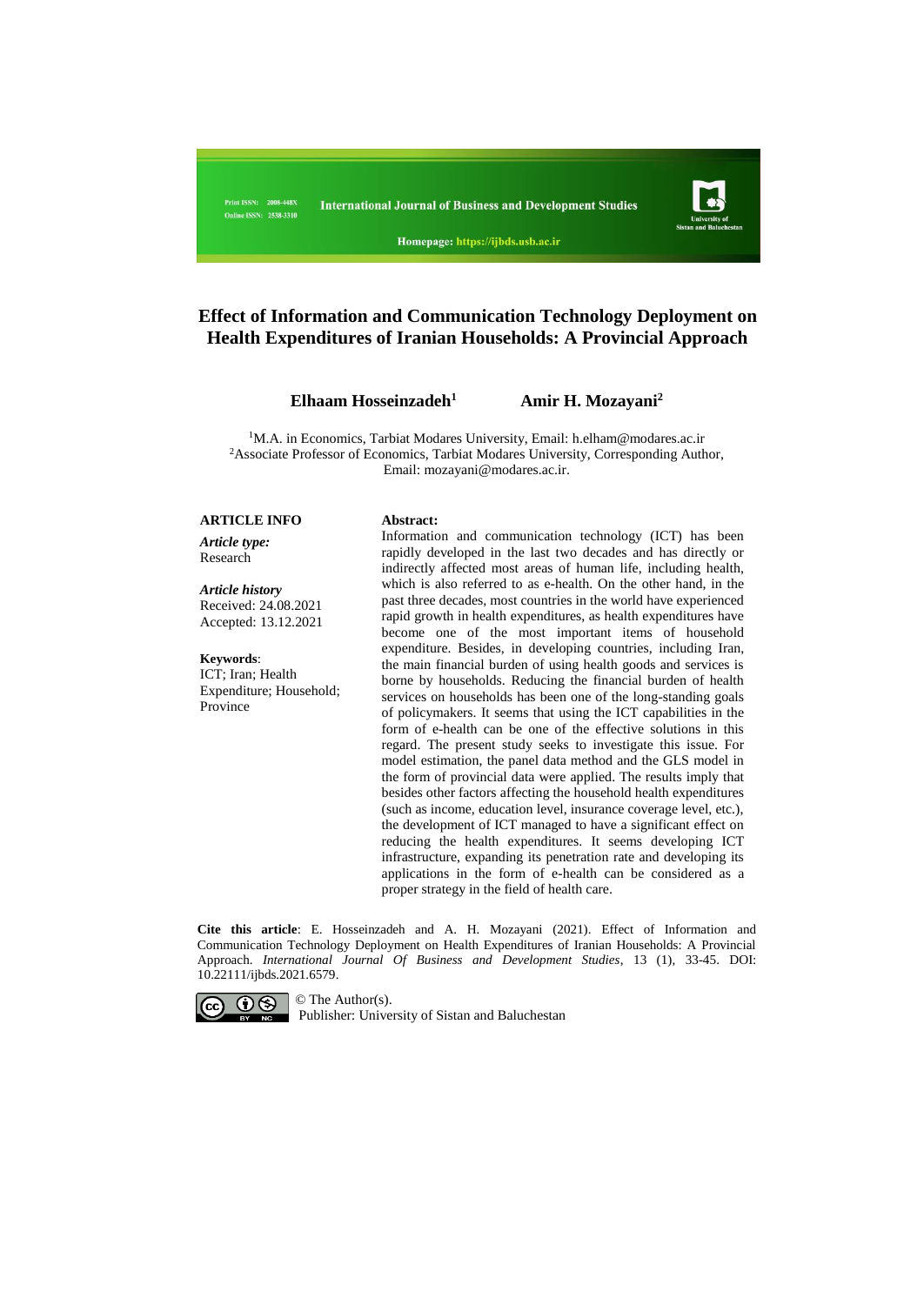# Effect of Information and Communication Technology Deployment on Health Expenditures of Iranian Households: A Provincial Approach

**Elhaam Hosseinzadeh[1]** **Amir H. Mozayani[2]**

[1]M.A. in Economics, Tarbiat Modares University, Email: h.elham@modares.ac.ir
[2]Associate Professor of Economics, Tarbiat Modares University, Corresponding Author, Email: mozayani@modares.ac.ir.

**ARTICLE INFO**

***Article type:***
Research

***Article history***
Received: 24.08.2021
Accepted: 13.12.2021

**Keywords**:
ICT; Iran; Health Expenditure; Household; Province

**Abstract:**
Information and communication technology (ICT) has been rapidly developed in the last two decades and has directly or indirectly affected most areas of human life, including health, which is also referred to as e-health. On the other hand, in the past three decades, most countries in the world have experienced rapid growth in health expenditures, as health expenditures have become one of the most important items of household expenditure. Besides, in developing countries, including Iran, the main financial burden of using health goods and services is borne by households. Reducing the financial burden of health services on households has been one of the long-standing goals of policymakers. It seems that using the ICT capabilities in the form of e-health can be one of the effective solutions in this regard. The present study seeks to investigate this issue. For model estimation, the panel data method and the GLS model in the form of provincial data were applied. The results imply that besides other factors affecting the household health expenditures (such as income, education level, insurance coverage level, etc.), the development of ICT managed to have a significant effect on reducing the health expenditures. It seems developing ICT infrastructure, expanding its penetration rate and developing its applications in the form of e-health can be considered as a proper strategy in the field of health care.

**Cite this article**: E. Hosseinzadeh and A. H. Mozayani (2021). Effect of Information and Communication Technology Deployment on Health Expenditures of Iranian Households: A Provincial Approach. *International Journal Of Business and Development Studies*, 13 (1), 33-45. DOI: 10.22111/ijbds.2021.6579.

© The Author(s).
Publisher: University of Sistan and Baluchestan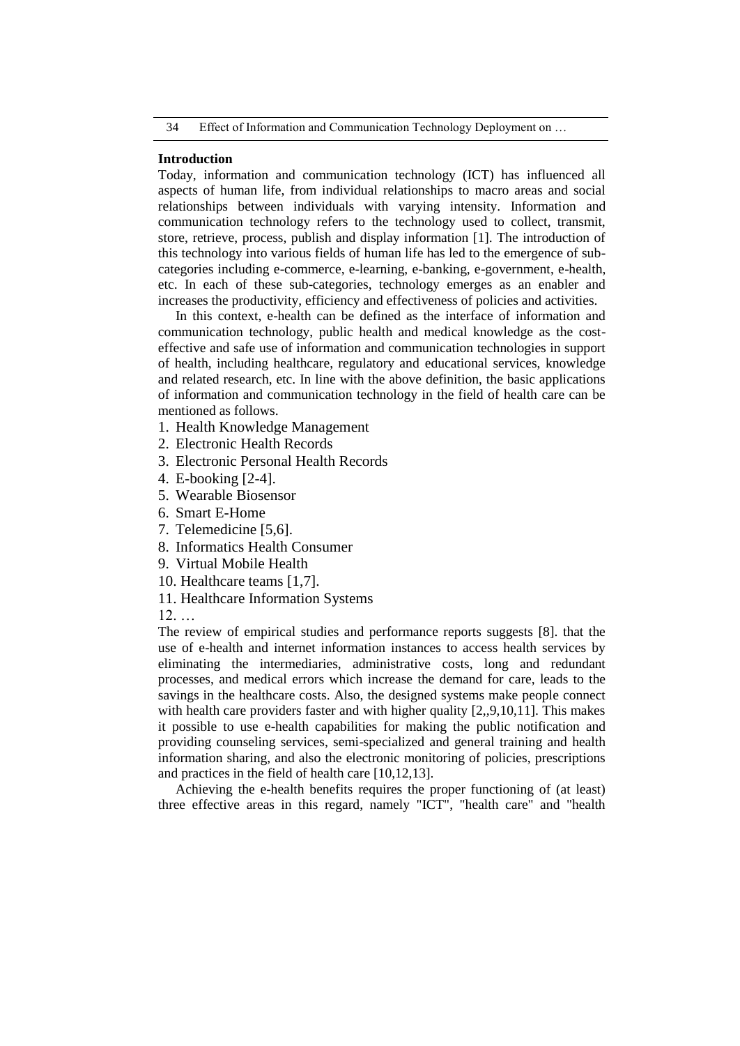## Introduction

Today, information and communication technology (ICT) has influenced all aspects of human life, from individual relationships to macro areas and social relationships between individuals with varying intensity. Information and communication technology refers to the technology used to collect, transmit, store, retrieve, process, publish and display information [1]. The introduction of this technology into various fields of human life has led to the emergence of sub-categories including e-commerce, e-learning, e-banking, e-government, e-health, etc. In each of these sub-categories, technology emerges as an enabler and increases the productivity, efficiency and effectiveness of policies and activities.

In this context, e-health can be defined as the interface of information and communication technology, public health and medical knowledge as the cost-effective and safe use of information and communication technologies in support of health, including healthcare, regulatory and educational services, knowledge and related research, etc. In line with the above definition, the basic applications of information and communication technology in the field of health care can be mentioned as follows.

1. Health Knowledge Management
2. Electronic Health Records
3. Electronic Personal Health Records
4. E-booking [2-4].
5. Wearable Biosensor
6. Smart E-Home
7. Telemedicine [5,6].
8. Informatics Health Consumer
9. Virtual Mobile Health
10. Healthcare teams [1,7].
11. Healthcare Information Systems
12. …

The review of empirical studies and performance reports suggests [8]. that the use of e-health and internet information instances to access health services by eliminating the intermediaries, administrative costs, long and redundant processes, and medical errors which increase the demand for care, leads to the savings in the healthcare costs. Also, the designed systems make people connect with health care providers faster and with higher quality [2,,9,10,11]. This makes it possible to use e-health capabilities for making the public notification and providing counseling services, semi-specialized and general training and health information sharing, and also the electronic monitoring of policies, prescriptions and practices in the field of health care [10,12,13].

Achieving the e-health benefits requires the proper functioning of (at least) three effective areas in this regard, namely "ICT", "health care" and "health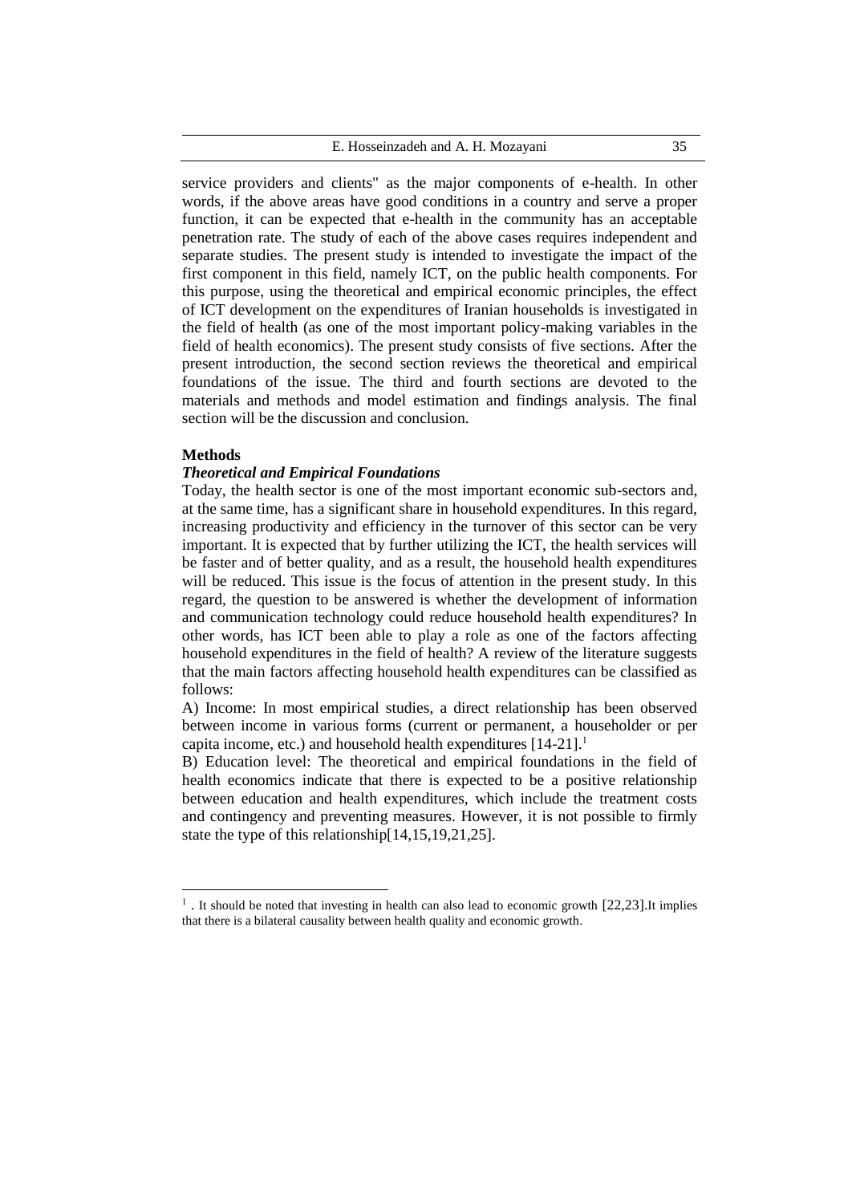service providers and clients" as the major components of e-health. In other words, if the above areas have good conditions in a country and serve a proper function, it can be expected that e-health in the community has an acceptable penetration rate. The study of each of the above cases requires independent and separate studies. The present study is intended to investigate the impact of the first component in this field, namely ICT, on the public health components. For this purpose, using the theoretical and empirical economic principles, the effect of ICT development on the expenditures of Iranian households is investigated in the field of health (as one of the most important policy-making variables in the field of health economics). The present study consists of five sections. After the present introduction, the second section reviews the theoretical and empirical foundations of the issue. The third and fourth sections are devoted to the materials and methods and model estimation and findings analysis. The final section will be the discussion and conclusion.

## Methods

### *Theoretical and Empirical Foundations*

Today, the health sector is one of the most important economic sub-sectors and, at the same time, has a significant share in household expenditures. In this regard, increasing productivity and efficiency in the turnover of this sector can be very important. It is expected that by further utilizing the ICT, the health services will be faster and of better quality, and as a result, the household health expenditures will be reduced. This issue is the focus of attention in the present study. In this regard, the question to be answered is whether the development of information and communication technology could reduce household health expenditures? In other words, has ICT been able to play a role as one of the factors affecting household expenditures in the field of health? A review of the literature suggests that the main factors affecting household health expenditures can be classified as follows:

A) Income: In most empirical studies, a direct relationship has been observed between income in various forms (current or permanent, a householder or per capita income, etc.) and household health expenditures [14-21].[1]

B) Education level: The theoretical and empirical foundations in the field of health economics indicate that there is expected to be a positive relationship between education and health expenditures, which include the treatment costs and contingency and preventing measures. However, it is not possible to firmly state the type of this relationship[14,15,19,21,25].

---

[1] . It should be noted that investing in health can also lead to economic growth [22,23].It implies that there is a bilateral causality between health quality and economic growth.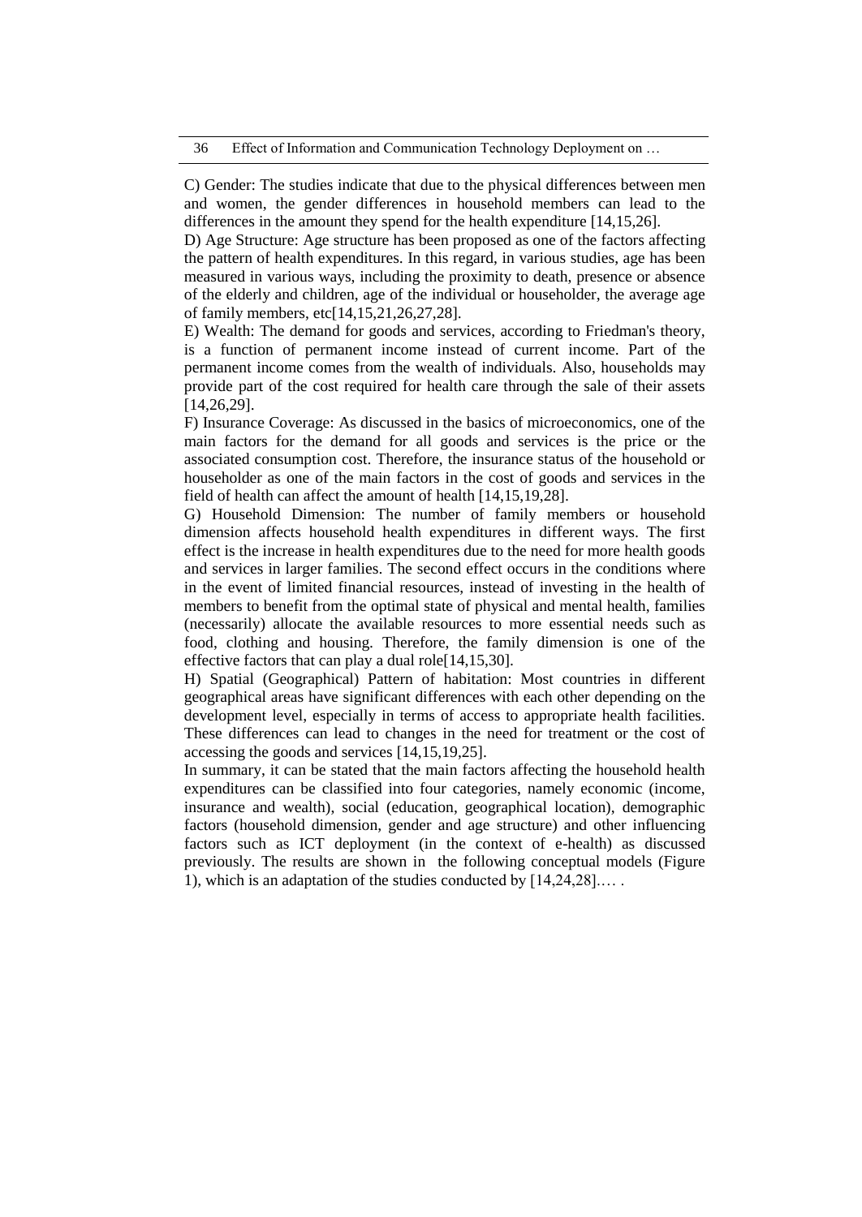C) Gender: The studies indicate that due to the physical differences between men and women, the gender differences in household members can lead to the differences in the amount they spend for the health expenditure [14,15,26].

D) Age Structure: Age structure has been proposed as one of the factors affecting the pattern of health expenditures. In this regard, in various studies, age has been measured in various ways, including the proximity to death, presence or absence of the elderly and children, age of the individual or householder, the average age of family members, etc[14,15,21,26,27,28].

E) Wealth: The demand for goods and services, according to Friedman's theory, is a function of permanent income instead of current income. Part of the permanent income comes from the wealth of individuals. Also, households may provide part of the cost required for health care through the sale of their assets [14,26,29].

F) Insurance Coverage: As discussed in the basics of microeconomics, one of the main factors for the demand for all goods and services is the price or the associated consumption cost. Therefore, the insurance status of the household or householder as one of the main factors in the cost of goods and services in the field of health can affect the amount of health [14,15,19,28].

G) Household Dimension: The number of family members or household dimension affects household health expenditures in different ways. The first effect is the increase in health expenditures due to the need for more health goods and services in larger families. The second effect occurs in the conditions where in the event of limited financial resources, instead of investing in the health of members to benefit from the optimal state of physical and mental health, families (necessarily) allocate the available resources to more essential needs such as food, clothing and housing. Therefore, the family dimension is one of the effective factors that can play a dual role[14,15,30].

H) Spatial (Geographical) Pattern of habitation: Most countries in different geographical areas have significant differences with each other depending on the development level, especially in terms of access to appropriate health facilities. These differences can lead to changes in the need for treatment or the cost of accessing the goods and services [14,15,19,25].

In summary, it can be stated that the main factors affecting the household health expenditures can be classified into four categories, namely economic (income, insurance and wealth), social (education, geographical location), demographic factors (household dimension, gender and age structure) and other influencing factors such as ICT deployment (in the context of e-health) as discussed previously. The results are shown in the following conceptual models (Figure 1), which is an adaptation of the studies conducted by [14,24,28]…. .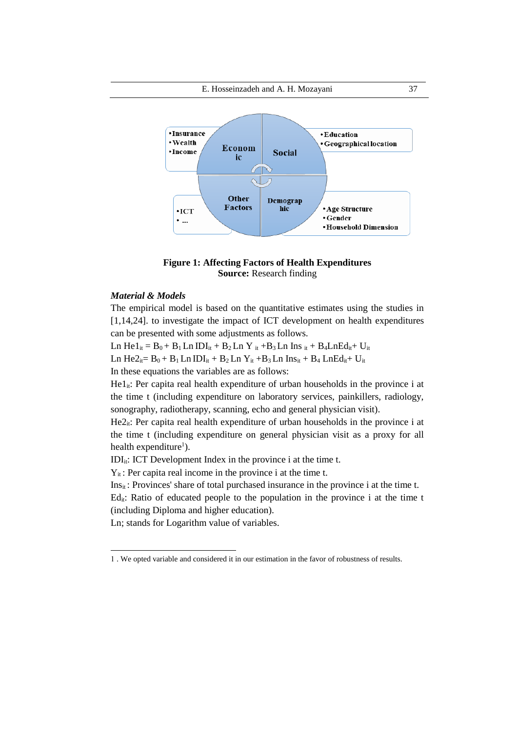•Insurance
•Wealth
•Income

Economic

Social

•Education
•Geographical location

Other Factors

Demographic

•ICT
• ...

•Age Structure
•Gender
•Household Dimension

**Figure 1: Affecting Factors of Health Expenditures**
**Source:** Research finding

### *Material & Models*

The empirical model is based on the quantitative estimates using the studies in [1,14,24]. to investigate the impact of ICT development on health expenditures can be presented with some adjustments as follows.

$$\text{Ln He1}_{it} = B_0 + B_1 \text{Ln IDI}_{it} + B_2 \text{Ln Y}_{it} + B_3 \text{Ln Ins}_{it} + B_4 \text{LnEd}_{it} + U_{it}$$

$$\text{Ln He2}_{it} = B_0 + B_1 \text{Ln IDI}_{it} + B_2 \text{Ln Y}_{it} + B_3 \text{Ln Ins}_{it} + B_4 \text{LnEd}_{it} + U_{it}$$

In these equations the variables are as follows:

$He1_{it}$: Per capita real health expenditure of urban households in the province i at the time t (including expenditure on laboratory services, painkillers, radiology, sonography, radiotherapy, scanning, echo and general physician visit).

$He2_{it}$: Per capita real health expenditure of urban households in the province i at the time t (including expenditure on general physician visit as a proxy for all health expenditure[1]).

$IDI_{it}$: ICT Development Index in the province i at the time t.

$Y_{it}$: Per capita real income in the province i at the time t.

$Ins_{it}$: Provinces' share of total purchased insurance in the province i at the time t.

$Ed_{it}$: Ratio of educated people to the population in the province i at the time t (including Diploma and higher education).

Ln; stands for Logarithm value of variables.

1 . We opted variable and considered it in our estimation in the favor of robustness of results.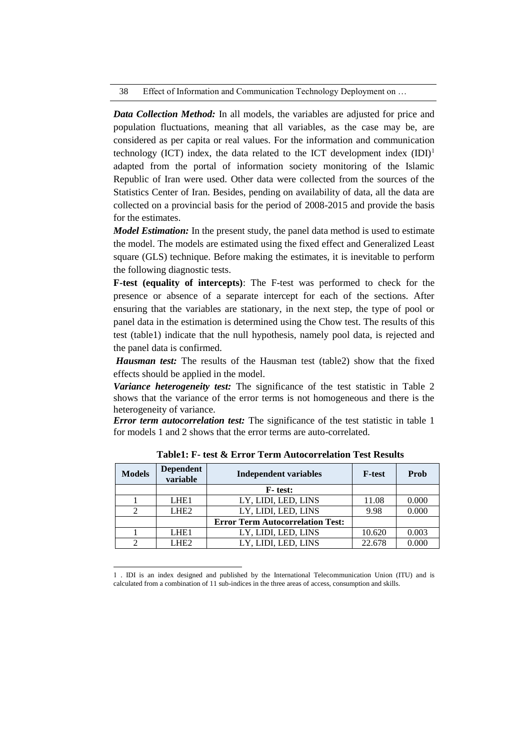***Data Collection Method:*** In all models, the variables are adjusted for price and population fluctuations, meaning that all variables, as the case may be, are considered as per capita or real values. For the information and communication technology (ICT) index, the data related to the ICT development index (IDI)[1] adapted from the portal of information society monitoring of the Islamic Republic of Iran were used. Other data were collected from the sources of the Statistics Center of Iran. Besides, pending on availability of data, all the data are collected on a provincial basis for the period of 2008-2015 and provide the basis for the estimates.

***Model Estimation:*** In the present study, the panel data method is used to estimate the model. The models are estimated using the fixed effect and Generalized Least square (GLS) technique. Before making the estimates, it is inevitable to perform the following diagnostic tests.

**F-test (equality of intercepts)**: The F-test was performed to check for the presence or absence of a separate intercept for each of the sections. After ensuring that the variables are stationary, in the next step, the type of pool or panel data in the estimation is determined using the Chow test. The results of this test (table1) indicate that the null hypothesis, namely pool data, is rejected and the panel data is confirmed.

***Hausman test:*** The results of the Hausman test (table2) show that the fixed effects should be applied in the model.

***Variance heterogeneity test:*** The significance of the test statistic in Table 2 shows that the variance of the error terms is not homogeneous and there is the heterogeneity of variance.

***Error term autocorrelation test:*** The significance of the test statistic in table 1 for models 1 and 2 shows that the error terms are auto-correlated.

**Table1: F- test & Error Term Autocorrelation Test Results**

| Models | Dependent variable | Independent variables | F-test | Prob |
|---|---|---|---|---|
| | | **F- test:** | | |
| 1 | LHE1 | LY, LIDI, LED, LINS | 11.08 | 0.000 |
| 2 | LHE2 | LY, LIDI, LED, LINS | 9.98 | 0.000 |
| | | **Error Term Autocorrelation Test:** | | |
| 1 | LHE1 | LY, LIDI, LED, LINS | 10.620 | 0.003 |
| 2 | LHE2 | LY, LIDI, LED, LINS | 22.678 | 0.000 |

1 . IDI is an index designed and published by the International Telecommunication Union (ITU) and is calculated from a combination of 11 sub-indices in the three areas of access, consumption and skills.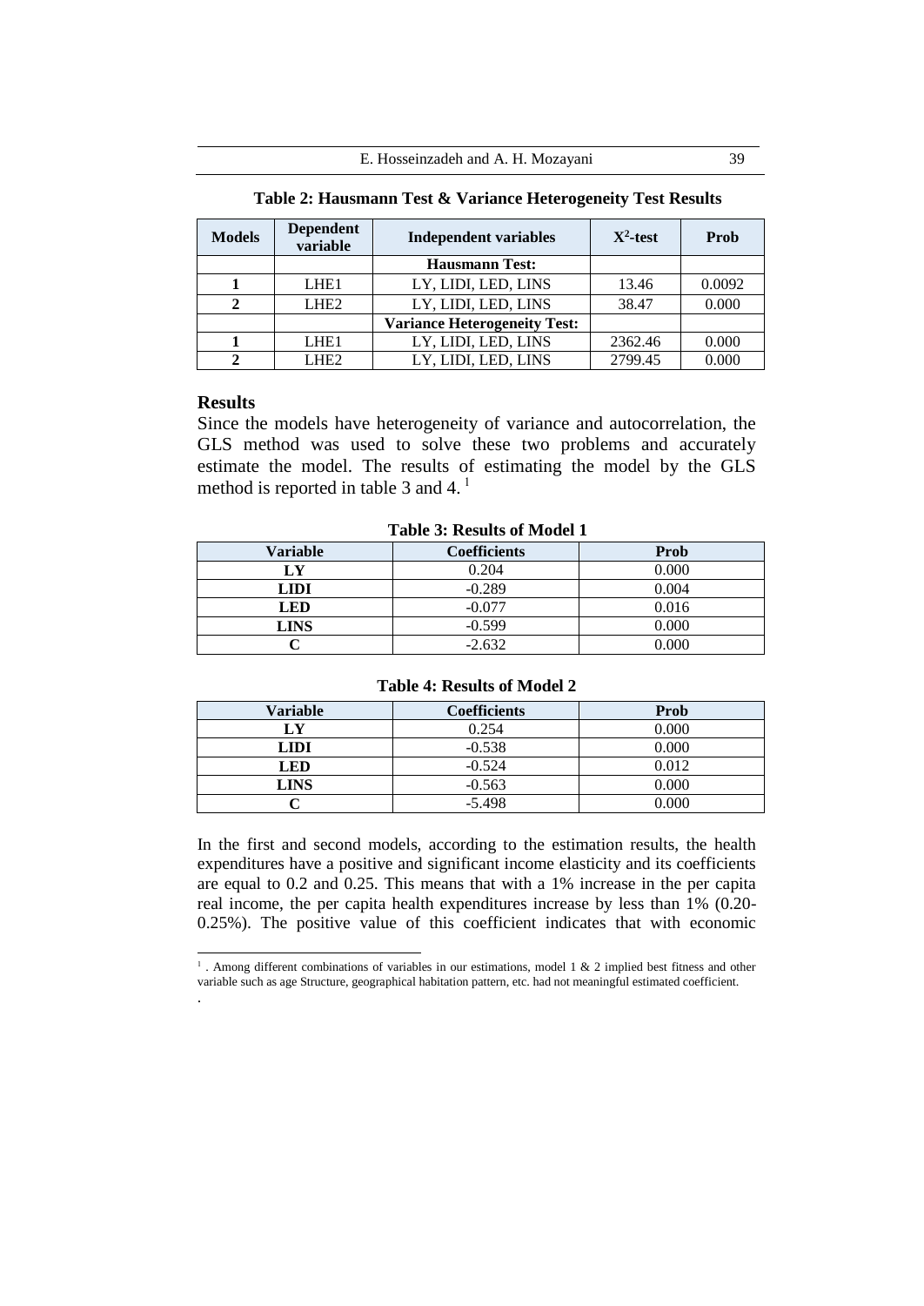**Table 2: Hausmann Test & Variance Heterogeneity Test Results**

| Models | Dependent variable | Independent variables | $X^2$-test | Prob |
|---|---|---|---|---|
| | | **Hausmann Test:** | | |
| **1** | LHE1 | LY, LIDI, LED, LINS | 13.46 | 0.0092 |
| **2** | LHE2 | LY, LIDI, LED, LINS | 38.47 | 0.000 |
| | | **Variance Heterogeneity Test:** | | |
| **1** | LHE1 | LY, LIDI, LED, LINS | 2362.46 | 0.000 |
| **2** | LHE2 | LY, LIDI, LED, LINS | 2799.45 | 0.000 |

## Results

Since the models have heterogeneity of variance and autocorrelation, the GLS method was used to solve these two problems and accurately estimate the model. The results of estimating the model by the GLS method is reported in table 3 and 4. [1]

**Table 3: Results of Model 1**

| Variable | Coefficients | Prob |
|---|---|---|
| **LY** | 0.204 | 0.000 |
| **LIDI** | -0.289 | 0.004 |
| **LED** | -0.077 | 0.016 |
| **LINS** | -0.599 | 0.000 |
| **C** | -2.632 | 0.000 |

**Table 4: Results of Model 2**

| Variable | Coefficients | Prob |
|---|---|---|
| **LY** | 0.254 | 0.000 |
| **LIDI** | -0.538 | 0.000 |
| **LED** | -0.524 | 0.012 |
| **LINS** | -0.563 | 0.000 |
| **C** | -5.498 | 0.000 |

In the first and second models, according to the estimation results, the health expenditures have a positive and significant income elasticity and its coefficients are equal to 0.2 and 0.25. This means that with a 1% increase in the per capita real income, the per capita health expenditures increase by less than 1% (0.20-0.25%). The positive value of this coefficient indicates that with economic

[1] . Among different combinations of variables in our estimations, model 1 & 2 implied best fitness and other variable such as age Structure, geographical habitation pattern, etc. had not meaningful estimated coefficient.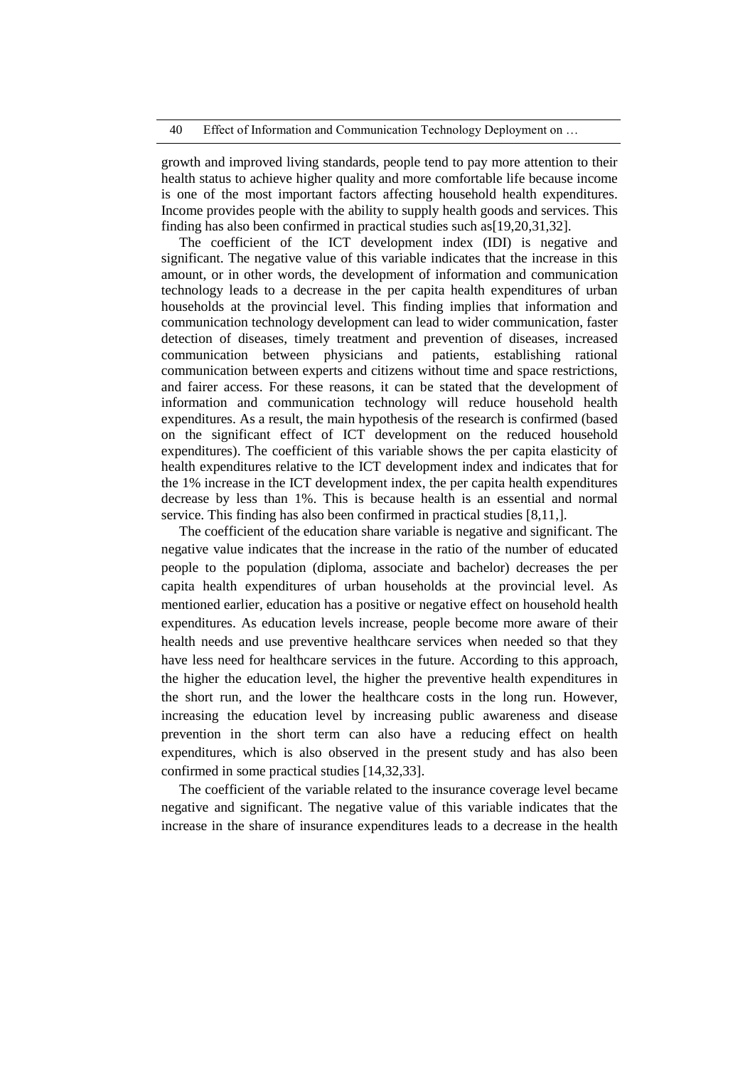growth and improved living standards, people tend to pay more attention to their health status to achieve higher quality and more comfortable life because income is one of the most important factors affecting household health expenditures. Income provides people with the ability to supply health goods and services. This finding has also been confirmed in practical studies such as[19,20,31,32].

The coefficient of the ICT development index (IDI) is negative and significant. The negative value of this variable indicates that the increase in this amount, or in other words, the development of information and communication technology leads to a decrease in the per capita health expenditures of urban households at the provincial level. This finding implies that information and communication technology development can lead to wider communication, faster detection of diseases, timely treatment and prevention of diseases, increased communication between physicians and patients, establishing rational communication between experts and citizens without time and space restrictions, and fairer access. For these reasons, it can be stated that the development of information and communication technology will reduce household health expenditures. As a result, the main hypothesis of the research is confirmed (based on the significant effect of ICT development on the reduced household expenditures). The coefficient of this variable shows the per capita elasticity of health expenditures relative to the ICT development index and indicates that for the 1% increase in the ICT development index, the per capita health expenditures decrease by less than 1%. This is because health is an essential and normal service. This finding has also been confirmed in practical studies [8,11,].

The coefficient of the education share variable is negative and significant. The negative value indicates that the increase in the ratio of the number of educated people to the population (diploma, associate and bachelor) decreases the per capita health expenditures of urban households at the provincial level. As mentioned earlier, education has a positive or negative effect on household health expenditures. As education levels increase, people become more aware of their health needs and use preventive healthcare services when needed so that they have less need for healthcare services in the future. According to this approach, the higher the education level, the higher the preventive health expenditures in the short run, and the lower the healthcare costs in the long run. However, increasing the education level by increasing public awareness and disease prevention in the short term can also have a reducing effect on health expenditures, which is also observed in the present study and has also been confirmed in some practical studies [14,32,33].

The coefficient of the variable related to the insurance coverage level became negative and significant. The negative value of this variable indicates that the increase in the share of insurance expenditures leads to a decrease in the health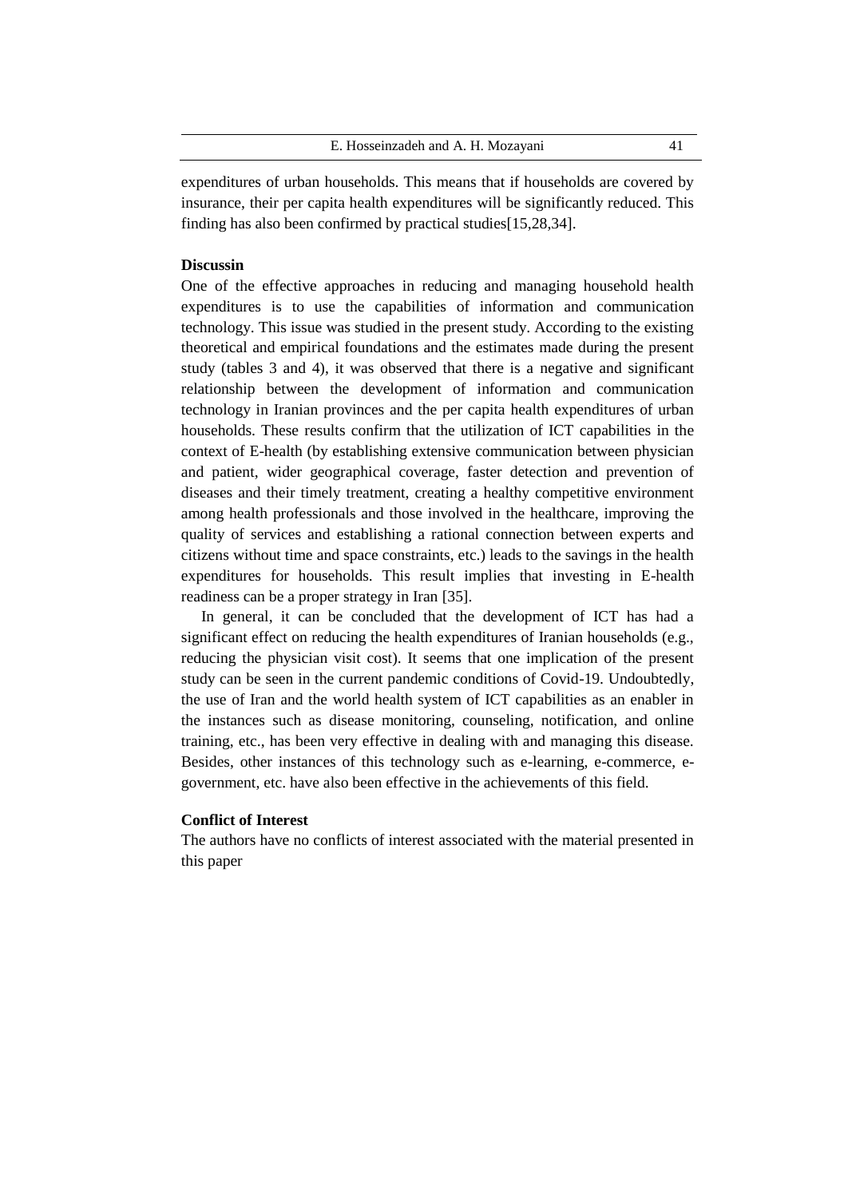expenditures of urban households. This means that if households are covered by insurance, their per capita health expenditures will be significantly reduced. This finding has also been confirmed by practical studies[15,28,34].

**Discussin**

One of the effective approaches in reducing and managing household health expenditures is to use the capabilities of information and communication technology. This issue was studied in the present study. According to the existing theoretical and empirical foundations and the estimates made during the present study (tables 3 and 4), it was observed that there is a negative and significant relationship between the development of information and communication technology in Iranian provinces and the per capita health expenditures of urban households. These results confirm that the utilization of ICT capabilities in the context of E-health (by establishing extensive communication between physician and patient, wider geographical coverage, faster detection and prevention of diseases and their timely treatment, creating a healthy competitive environment among health professionals and those involved in the healthcare, improving the quality of services and establishing a rational connection between experts and citizens without time and space constraints, etc.) leads to the savings in the health expenditures for households. This result implies that investing in E-health readiness can be a proper strategy in Iran [35].

In general, it can be concluded that the development of ICT has had a significant effect on reducing the health expenditures of Iranian households (e.g., reducing the physician visit cost). It seems that one implication of the present study can be seen in the current pandemic conditions of Covid-19. Undoubtedly, the use of Iran and the world health system of ICT capabilities as an enabler in the instances such as disease monitoring, counseling, notification, and online training, etc., has been very effective in dealing with and managing this disease. Besides, other instances of this technology such as e-learning, e-commerce, e-government, etc. have also been effective in the achievements of this field.

**Conflict of Interest**

The authors have no conflicts of interest associated with the material presented in this paper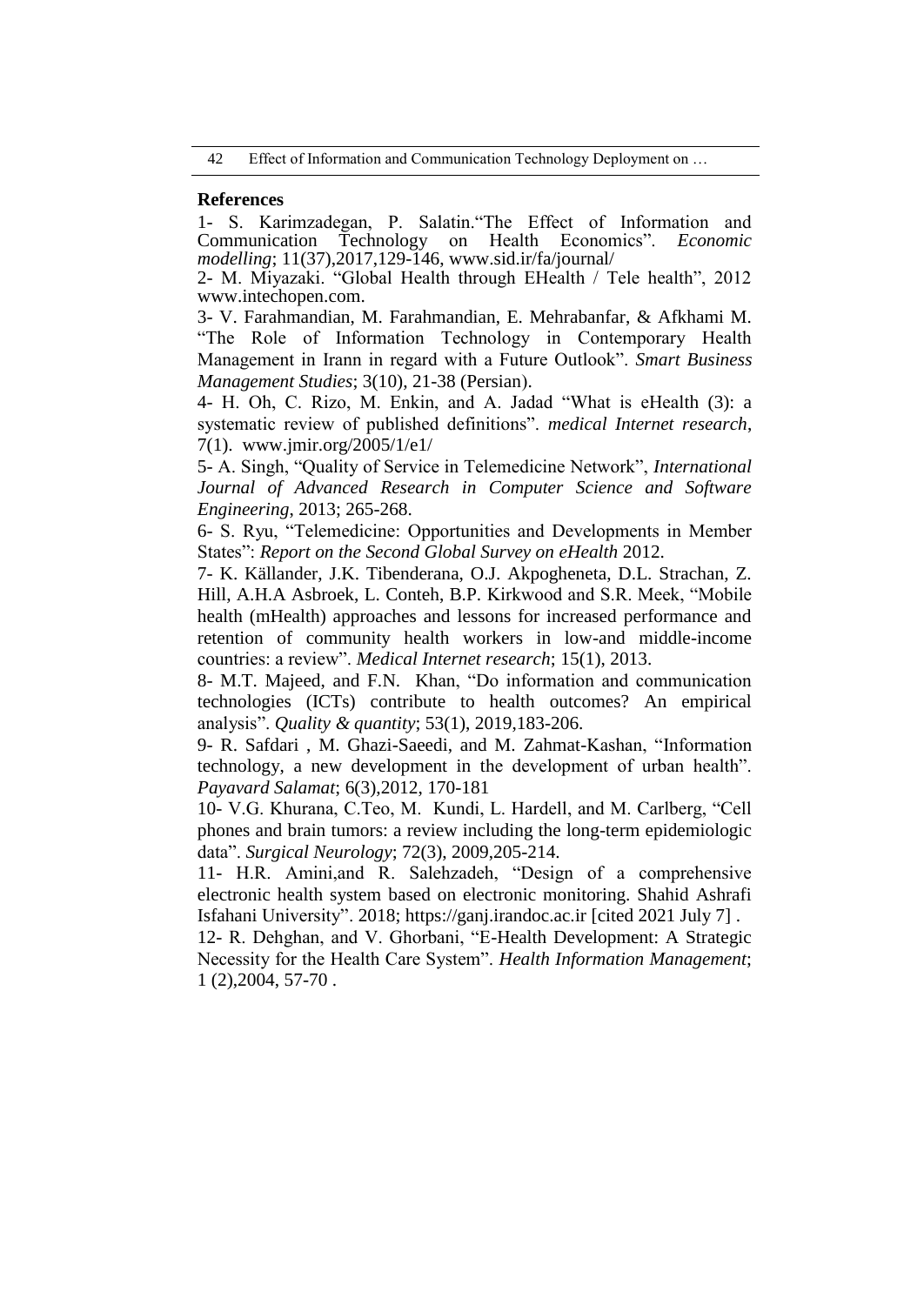## References

1- S. Karimzadegan, P. Salatin."The Effect of Information and Communication Technology on Health Economics". *Economic modelling*; 11(37),2017,129-146, www.sid.ir/fa/journal/

2- M. Miyazaki. "Global Health through EHealth / Tele health", 2012 www.intechopen.com.

3- V. Farahmandian, M. Farahmandian, E. Mehrabanfar, & Afkhami M. "The Role of Information Technology in Contemporary Health Management in Irann in regard with a Future Outlook". *Smart Business Management Studies*; 3(10), 21-38 (Persian).

4- H. Oh, C. Rizo, M. Enkin, and A. Jadad "What is eHealth (3): a systematic review of published definitions". *medical Internet research*, 7(1). www.jmir.org/2005/1/e1/

5- A. Singh, "Quality of Service in Telemedicine Network", *International Journal of Advanced Research in Computer Science and Software Engineering*, 2013; 265-268.

6- S. Ryu, "Telemedicine: Opportunities and Developments in Member States": *Report on the Second Global Survey on eHealth* 2012.

7- K. Källander, J.K. Tibenderana, O.J. Akpogheneta, D.L. Strachan, Z. Hill, A.H.A Asbroek, L. Conteh, B.P. Kirkwood and S.R. Meek, "Mobile health (mHealth) approaches and lessons for increased performance and retention of community health workers in low-and middle-income countries: a review". *Medical Internet research*; 15(1), 2013.

8- M.T. Majeed, and F.N. Khan, "Do information and communication technologies (ICTs) contribute to health outcomes? An empirical analysis". *Quality & quantity*; 53(1), 2019,183-206.

9- R. Safdari , M. Ghazi-Saeedi, and M. Zahmat-Kashan, "Information technology, a new development in the development of urban health". *Payavard Salamat*; 6(3),2012, 170-181

10- V.G. Khurana, C.Teo, M. Kundi, L. Hardell, and M. Carlberg, "Cell phones and brain tumors: a review including the long-term epidemiologic data". *Surgical Neurology*; 72(3), 2009,205-214.

11- H.R. Amini,and R. Salehzadeh, "Design of a comprehensive electronic health system based on electronic monitoring. Shahid Ashrafi Isfahani University". 2018; https://ganj.irandoc.ac.ir [cited 2021 July 7] .

12- R. Dehghan, and V. Ghorbani, "E-Health Development: A Strategic Necessity for the Health Care System". *Health Information Management*; 1 (2),2004, 57-70 .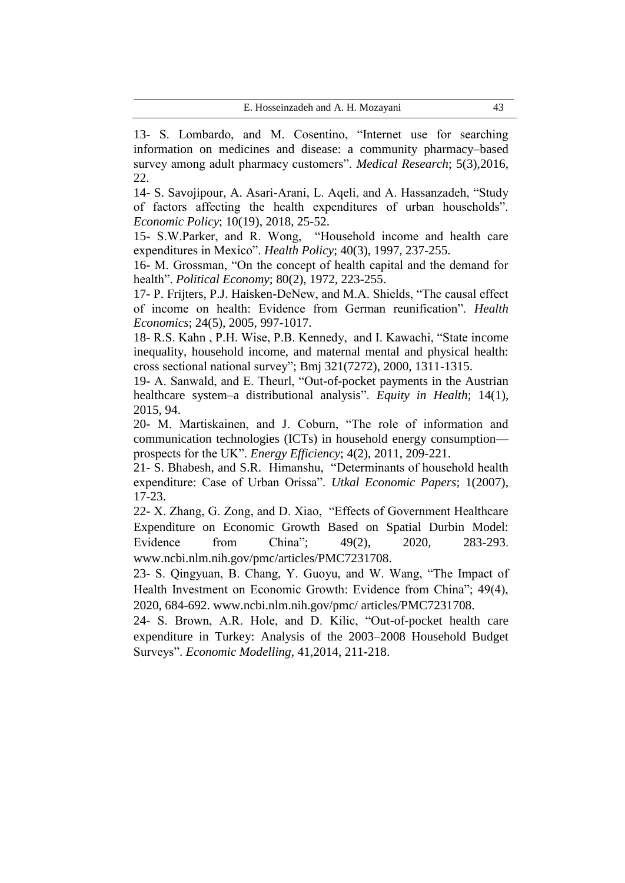13- S. Lombardo, and M. Cosentino, “Internet use for searching information on medicines and disease: a community pharmacy–based survey among adult pharmacy customers”. *Medical Research*; 5(3),2016, 22.

14- S. Savojipour, A. Asari-Arani, L. Aqeli, and A. Hassanzadeh, “Study of factors affecting the health expenditures of urban households”. *Economic Policy*; 10(19), 2018, 25-52.

15- S.W.Parker, and R. Wong, “Household income and health care expenditures in Mexico”. *Health Policy*; 40(3), 1997, 237-255.

16- M. Grossman, “On the concept of health capital and the demand for health”. *Political Economy*; 80(2), 1972, 223-255.

17- P. Frijters, P.J. Haisken-DeNew, and M.A. Shields, “The causal effect of income on health: Evidence from German reunification”. *Health Economics*; 24(5), 2005, 997-1017.

18- R.S. Kahn , P.H. Wise, P.B. Kennedy, and I. Kawachi, “State income inequality, household income, and maternal mental and physical health: cross sectional national survey”; Bmj 321(7272), 2000, 1311-1315.

19- A. Sanwald, and E. Theurl, “Out-of-pocket payments in the Austrian healthcare system–a distributional analysis”. *Equity in Health*; 14(1), 2015, 94.

20- M. Martiskainen, and J. Coburn, “The role of information and communication technologies (ICTs) in household energy consumption—prospects for the UK”. *Energy Efficiency*; 4(2), 2011, 209-221.

21- S. Bhabesh, and S.R. Himanshu, “Determinants of household health expenditure: Case of Urban Orissa”. *Utkal Economic Papers*; 1(2007), 17-23.

22- X. Zhang, G. Zong, and D. Xiao, “Effects of Government Healthcare Expenditure on Economic Growth Based on Spatial Durbin Model: Evidence from China”; 49(2), 2020, 283-293. www.ncbi.nlm.nih.gov/pmc/articles/PMC7231708.

23- S. Qingyuan, B. Chang, Y. Guoyu, and W. Wang, “The Impact of Health Investment on Economic Growth: Evidence from China”; 49(4), 2020, 684-692. www.ncbi.nlm.nih.gov/pmc/ articles/PMC7231708.

24- S. Brown, A.R. Hole, and D. Kilic, “Out-of-pocket health care expenditure in Turkey: Analysis of the 2003–2008 Household Budget Surveys”. *Economic Modelling*, 41,2014, 211-218.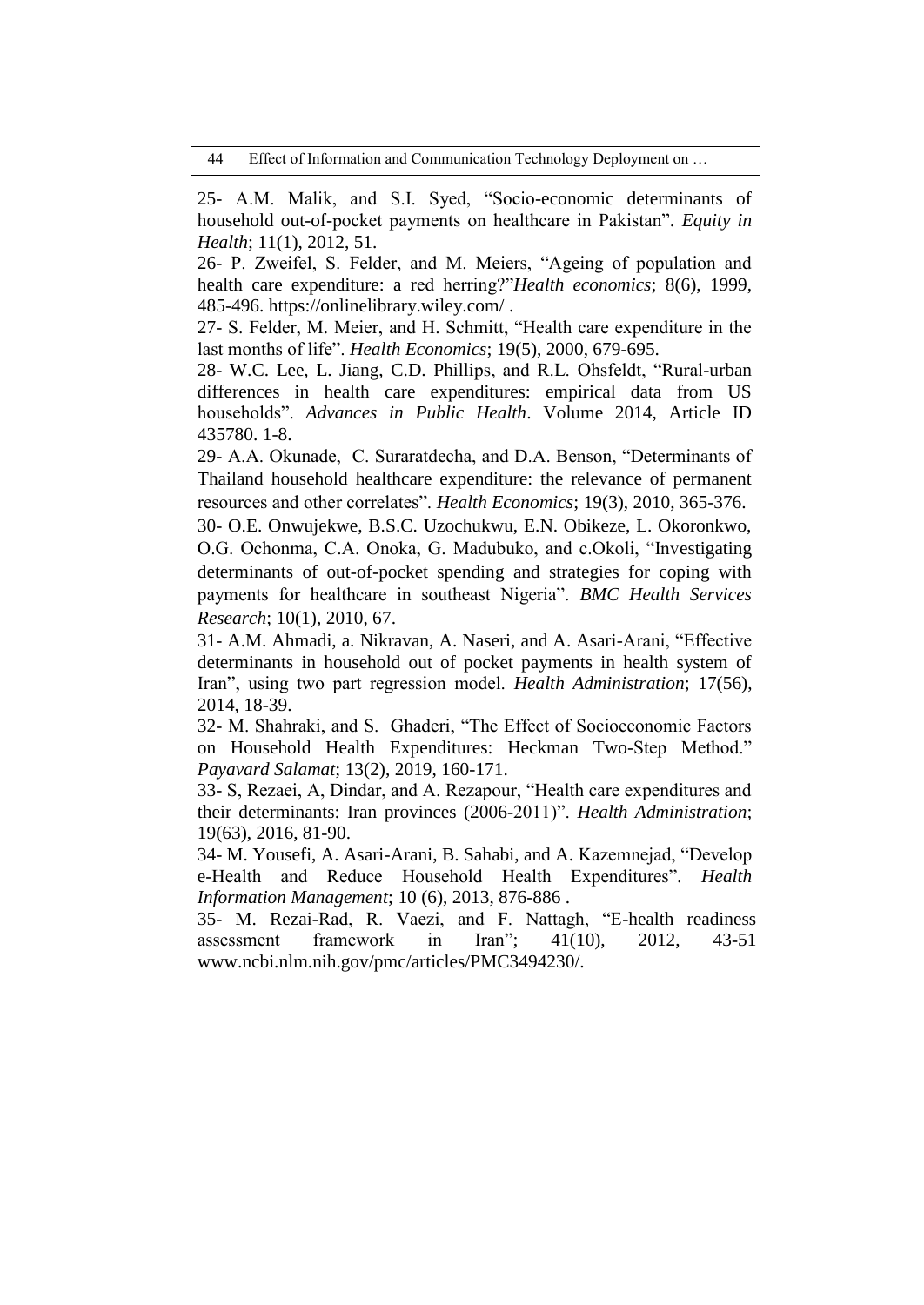25- A.M. Malik, and S.I. Syed, "Socio-economic determinants of household out-of-pocket payments on healthcare in Pakistan". *Equity in Health*; 11(1), 2012, 51.

26- P. Zweifel, S. Felder, and M. Meiers, "Ageing of population and health care expenditure: a red herring?"*Health economics*; 8(6), 1999, 485-496. https://onlinelibrary.wiley.com/ .

27- S. Felder, M. Meier, and H. Schmitt, "Health care expenditure in the last months of life". *Health Economics*; 19(5), 2000, 679-695.

28- W.C. Lee, L. Jiang, C.D. Phillips, and R.L. Ohsfeldt, "Rural-urban differences in health care expenditures: empirical data from US households". *Advances in Public Health*. Volume 2014, Article ID 435780. 1-8.

29- A.A. Okunade, C. Suraratdecha, and D.A. Benson, "Determinants of Thailand household healthcare expenditure: the relevance of permanent resources and other correlates". *Health Economics*; 19(3), 2010, 365-376.

30- O.E. Onwujekwe, B.S.C. Uzochukwu, E.N. Obikeze, L. Okoronkwo, O.G. Ochonma, C.A. Onoka, G. Madubuko, and c.Okoli, "Investigating determinants of out-of-pocket spending and strategies for coping with payments for healthcare in southeast Nigeria". *BMC Health Services Research*; 10(1), 2010, 67.

31- A.M. Ahmadi, a. Nikravan, A. Naseri, and A. Asari-Arani, "Effective determinants in household out of pocket payments in health system of Iran", using two part regression model. *Health Administration*; 17(56), 2014, 18-39.

32- M. Shahraki, and S. Ghaderi, "The Effect of Socioeconomic Factors on Household Health Expenditures: Heckman Two-Step Method." *Payavard Salamat*; 13(2), 2019, 160-171.

33- S, Rezaei, A, Dindar, and A. Rezapour, "Health care expenditures and their determinants: Iran provinces (2006-2011)". *Health Administration*; 19(63), 2016, 81-90.

34- M. Yousefi, A. Asari-Arani, B. Sahabi, and A. Kazemnejad, "Develop e-Health and Reduce Household Health Expenditures". *Health Information Management*; 10 (6), 2013, 876-886 .

35- M. Rezai-Rad, R. Vaezi, and F. Nattagh, "E-health readiness assessment framework in Iran"; 41(10), 2012, 43-51 www.ncbi.nlm.nih.gov/pmc/articles/PMC3494230/.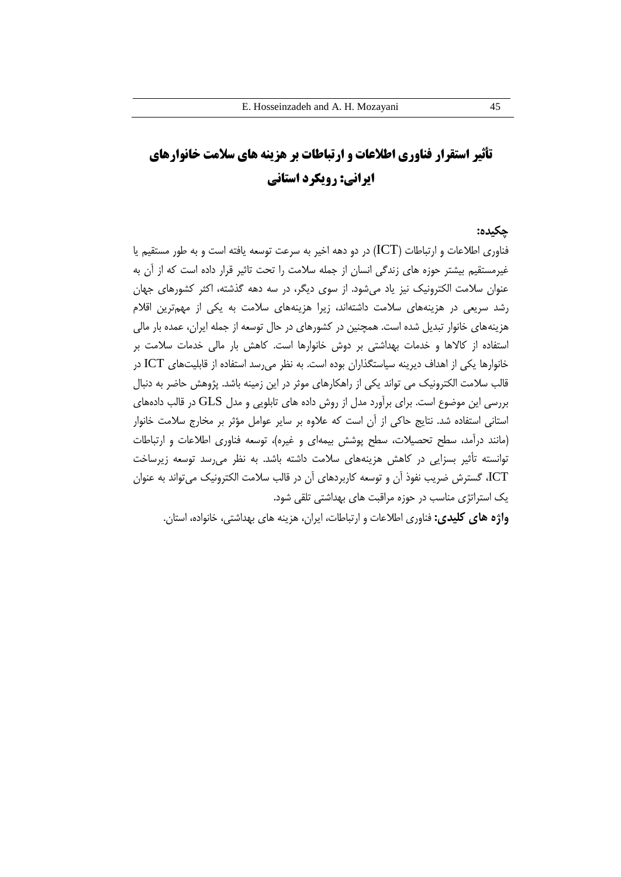# تأثیر استقرار فناوری اطلاعات و ارتباطات بر هزینه های سلامت خانوارهای ایرانی: رویکرد استانی

**چکیده:**

فناوری اطلاعات و ارتباطات (ICT) در دو دهه اخیر به سرعت توسعه یافته است و به طور مستقیم یا غیرمستقیم بیشتر حوزه های زندگی انسان از جمله سلامت را تحت تاثیر قرار داده است که از آن به عنوان سلامت الکترونیک نیز یاد می‌شود. از سوی دیگر، در سه دهه گذشته، اکثر کشورهای جهان رشد سریعی در هزینه‌های سلامت داشته‌اند، زیرا هزینه‌های سلامت به یکی از مهم‌ترین اقلام هزینه‌های خانوار تبدیل شده است. همچنین در کشورهای در حال توسعه از جمله ایران، عمده بار مالی استفاده از کالاها و خدمات بهداشتی بر دوش خانوارها است. کاهش بار مالی خدمات سلامت بر خانوارها یکی از اهداف دیرینه سیاستگذاران بوده است. به نظر می‌رسد استفاده از قابلیت‌های ICT در قالب سلامت الکترونیک می تواند یکی از راهکارهای موثر در این زمینه باشد. پژوهش حاضر به دنبال بررسی این موضوع است. برای برآورد مدل از روش داده های تابلویی و مدل GLS در قالب داده‌های استانی استفاده شد. نتایج حاکی از آن است که علاوه بر سایر عوامل مؤثر بر مخارج سلامت خانوار (مانند درآمد، سطح تحصیلات، سطح پوشش بیمه‌ای و غیره)، توسعه فناوری اطلاعات و ارتباطات توانسته تأثیر بسزایی در کاهش هزینه‌های سلامت داشته باشد. به نظر می‌رسد توسعه زیرساخت ICT، گسترش ضریب نفوذ آن و توسعه کاربردهای آن در قالب سلامت الکترونیک می‌تواند به عنوان یک استراتژی مناسب در حوزه مراقبت های بهداشتی تلقی شود.

**واژه های کلیدی:** فناوری اطلاعات و ارتباطات، ایران، هزینه های بهداشتی، خانواده، استان.